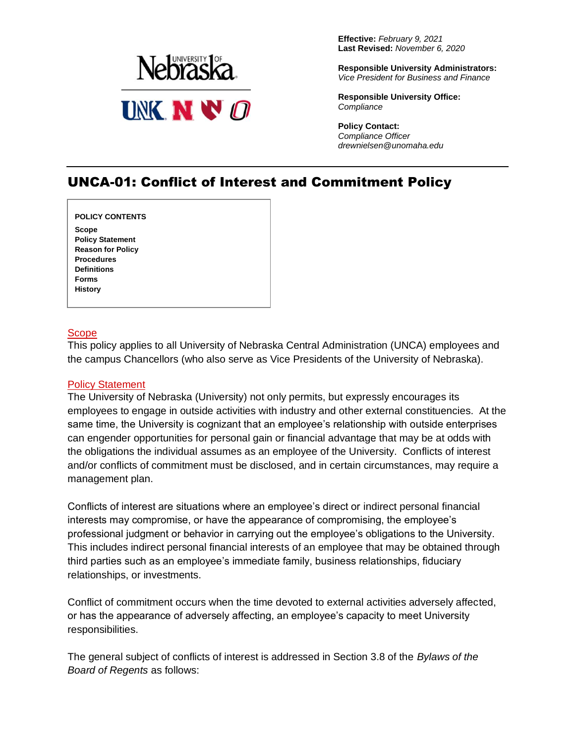**Effective:** *February 9, 2021*
**Last Revised:** *November 6, 2020*

**Responsible University Administrators:**
*Vice President for Business and Finance*

**Responsible University Office:**
*Compliance*

**Policy Contact:**
*Compliance Officer*
*drewnielsen@unomaha.edu*

# UNCA-01: Conflict of Interest and Commitment Policy

**POLICY CONTENTS**

**Scope**
**Policy Statement**
**Reason for Policy**
**Procedures**
**Definitions**
**Forms**
**History**

## Scope

This policy applies to all University of Nebraska Central Administration (UNCA) employees and the campus Chancellors (who also serve as Vice Presidents of the University of Nebraska).

## Policy Statement

The University of Nebraska (University) not only permits, but expressly encourages its employees to engage in outside activities with industry and other external constituencies. At the same time, the University is cognizant that an employee's relationship with outside enterprises can engender opportunities for personal gain or financial advantage that may be at odds with the obligations the individual assumes as an employee of the University. Conflicts of interest and/or conflicts of commitment must be disclosed, and in certain circumstances, may require a management plan.

Conflicts of interest are situations where an employee's direct or indirect personal financial interests may compromise, or have the appearance of compromising, the employee's professional judgment or behavior in carrying out the employee's obligations to the University. This includes indirect personal financial interests of an employee that may be obtained through third parties such as an employee's immediate family, business relationships, fiduciary relationships, or investments.

Conflict of commitment occurs when the time devoted to external activities adversely affected, or has the appearance of adversely affecting, an employee's capacity to meet University responsibilities.

The general subject of conflicts of interest is addressed in Section 3.8 of the *Bylaws of the Board of Regents* as follows: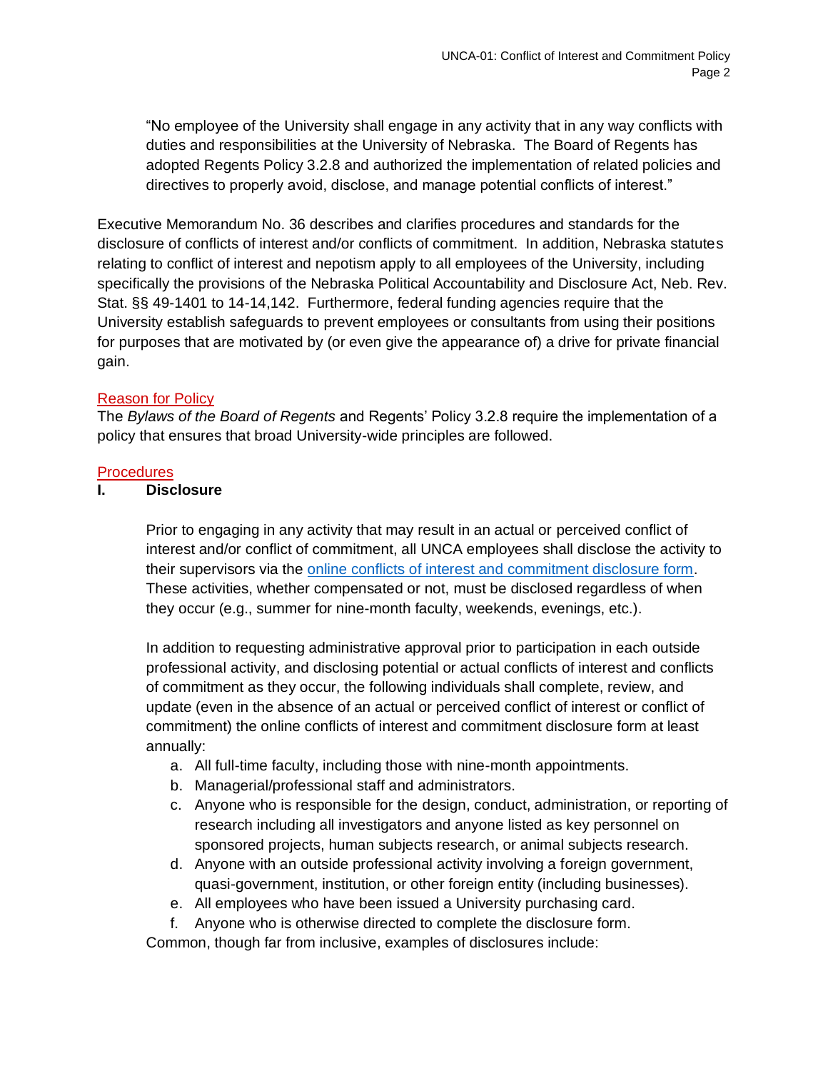> "No employee of the University shall engage in any activity that in any way conflicts with duties and responsibilities at the University of Nebraska. The Board of Regents has adopted Regents Policy 3.2.8 and authorized the implementation of related policies and directives to properly avoid, disclose, and manage potential conflicts of interest."

Executive Memorandum No. 36 describes and clarifies procedures and standards for the disclosure of conflicts of interest and/or conflicts of commitment. In addition, Nebraska statutes relating to conflict of interest and nepotism apply to all employees of the University, including specifically the provisions of the Nebraska Political Accountability and Disclosure Act, Neb. Rev. Stat. §§ 49-1401 to 14-14,142. Furthermore, federal funding agencies require that the University establish safeguards to prevent employees or consultants from using their positions for purposes that are motivated by (or even give the appearance of) a drive for private financial gain.

## Reason for Policy

The *Bylaws of the Board of Regents* and Regents' Policy 3.2.8 require the implementation of a policy that ensures that broad University-wide principles are followed.

## Procedures

### I. Disclosure

Prior to engaging in any activity that may result in an actual or perceived conflict of interest and/or conflict of commitment, all UNCA employees shall disclose the activity to their supervisors via the online conflicts of interest and commitment disclosure form. These activities, whether compensated or not, must be disclosed regardless of when they occur (e.g., summer for nine-month faculty, weekends, evenings, etc.).

In addition to requesting administrative approval prior to participation in each outside professional activity, and disclosing potential or actual conflicts of interest and conflicts of commitment as they occur, the following individuals shall complete, review, and update (even in the absence of an actual or perceived conflict of interest or conflict of commitment) the online conflicts of interest and commitment disclosure form at least annually:

a. All full-time faculty, including those with nine-month appointments.
b. Managerial/professional staff and administrators.
c. Anyone who is responsible for the design, conduct, administration, or reporting of research including all investigators and anyone listed as key personnel on sponsored projects, human subjects research, or animal subjects research.
d. Anyone with an outside professional activity involving a foreign government, quasi-government, institution, or other foreign entity (including businesses).
e. All employees who have been issued a University purchasing card.
f. Anyone who is otherwise directed to complete the disclosure form.

Common, though far from inclusive, examples of disclosures include: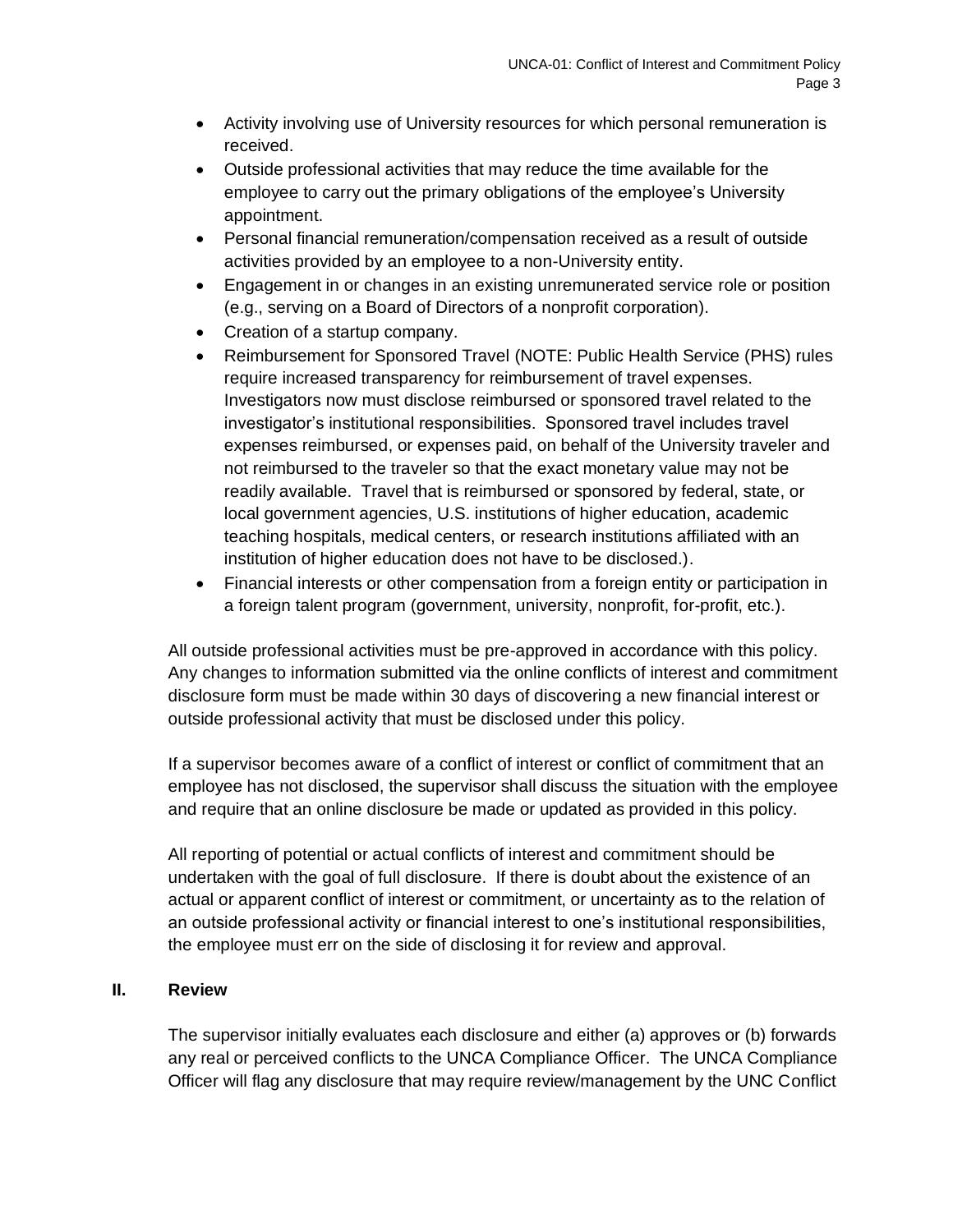- Activity involving use of University resources for which personal remuneration is received.
- Outside professional activities that may reduce the time available for the employee to carry out the primary obligations of the employee's University appointment.
- Personal financial remuneration/compensation received as a result of outside activities provided by an employee to a non-University entity.
- Engagement in or changes in an existing unremunerated service role or position (e.g., serving on a Board of Directors of a nonprofit corporation).
- Creation of a startup company.
- Reimbursement for Sponsored Travel (NOTE: Public Health Service (PHS) rules require increased transparency for reimbursement of travel expenses. Investigators now must disclose reimbursed or sponsored travel related to the investigator's institutional responsibilities. Sponsored travel includes travel expenses reimbursed, or expenses paid, on behalf of the University traveler and not reimbursed to the traveler so that the exact monetary value may not be readily available. Travel that is reimbursed or sponsored by federal, state, or local government agencies, U.S. institutions of higher education, academic teaching hospitals, medical centers, or research institutions affiliated with an institution of higher education does not have to be disclosed.).
- Financial interests or other compensation from a foreign entity or participation in a foreign talent program (government, university, nonprofit, for-profit, etc.).

All outside professional activities must be pre-approved in accordance with this policy. Any changes to information submitted via the online conflicts of interest and commitment disclosure form must be made within 30 days of discovering a new financial interest or outside professional activity that must be disclosed under this policy.

If a supervisor becomes aware of a conflict of interest or conflict of commitment that an employee has not disclosed, the supervisor shall discuss the situation with the employee and require that an online disclosure be made or updated as provided in this policy.

All reporting of potential or actual conflicts of interest and commitment should be undertaken with the goal of full disclosure. If there is doubt about the existence of an actual or apparent conflict of interest or commitment, or uncertainty as to the relation of an outside professional activity or financial interest to one's institutional responsibilities, the employee must err on the side of disclosing it for review and approval.

## II. Review

The supervisor initially evaluates each disclosure and either (a) approves or (b) forwards any real or perceived conflicts to the UNCA Compliance Officer. The UNCA Compliance Officer will flag any disclosure that may require review/management by the UNC Conflict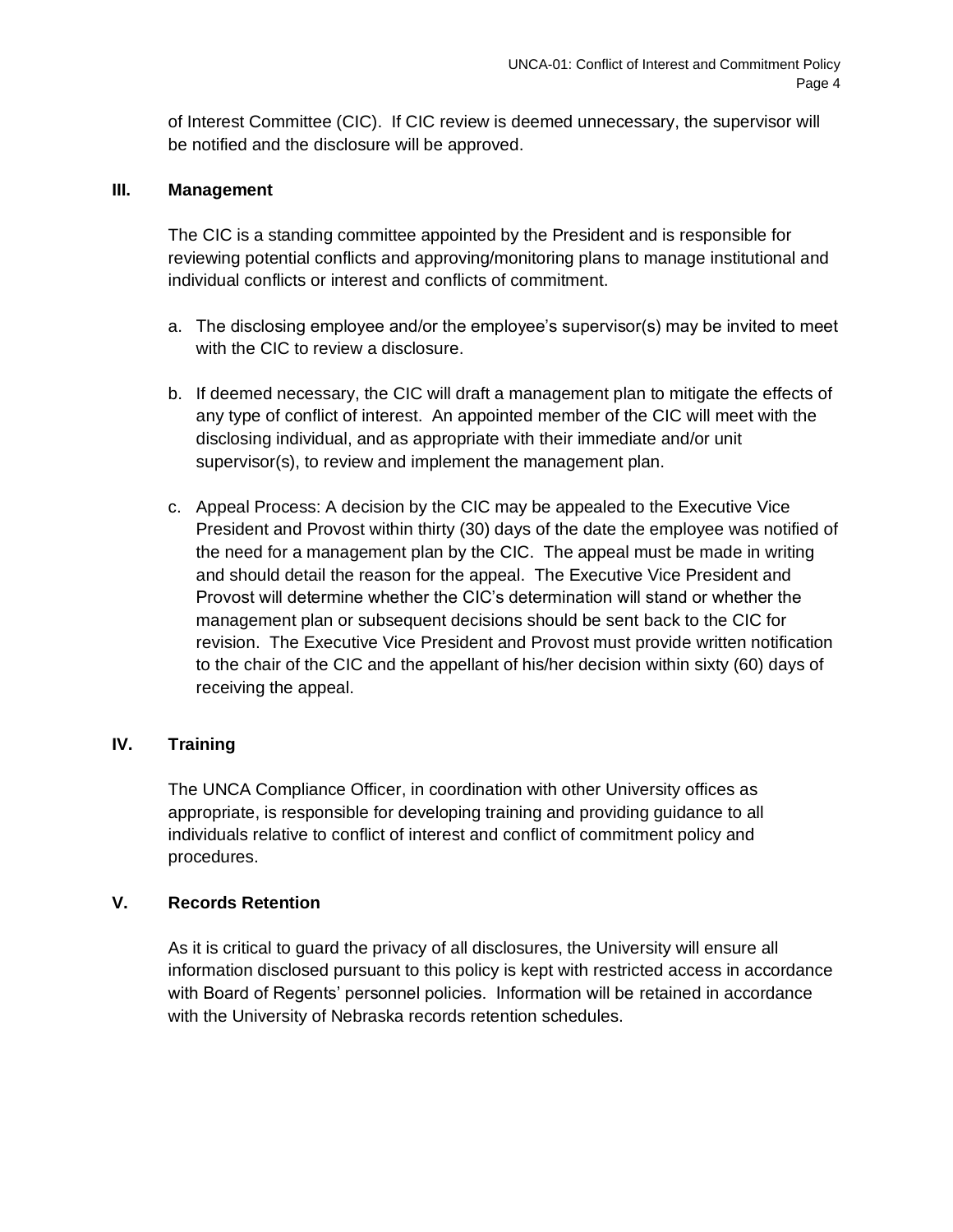of Interest Committee (CIC). If CIC review is deemed unnecessary, the supervisor will be notified and the disclosure will be approved.

## III. Management

The CIC is a standing committee appointed by the President and is responsible for reviewing potential conflicts and approving/monitoring plans to manage institutional and individual conflicts or interest and conflicts of commitment.

a. The disclosing employee and/or the employee's supervisor(s) may be invited to meet with the CIC to review a disclosure.

b. If deemed necessary, the CIC will draft a management plan to mitigate the effects of any type of conflict of interest. An appointed member of the CIC will meet with the disclosing individual, and as appropriate with their immediate and/or unit supervisor(s), to review and implement the management plan.

c. Appeal Process: A decision by the CIC may be appealed to the Executive Vice President and Provost within thirty (30) days of the date the employee was notified of the need for a management plan by the CIC. The appeal must be made in writing and should detail the reason for the appeal. The Executive Vice President and Provost will determine whether the CIC's determination will stand or whether the management plan or subsequent decisions should be sent back to the CIC for revision. The Executive Vice President and Provost must provide written notification to the chair of the CIC and the appellant of his/her decision within sixty (60) days of receiving the appeal.

## IV. Training

The UNCA Compliance Officer, in coordination with other University offices as appropriate, is responsible for developing training and providing guidance to all individuals relative to conflict of interest and conflict of commitment policy and procedures.

## V. Records Retention

As it is critical to guard the privacy of all disclosures, the University will ensure all information disclosed pursuant to this policy is kept with restricted access in accordance with Board of Regents' personnel policies. Information will be retained in accordance with the University of Nebraska records retention schedules.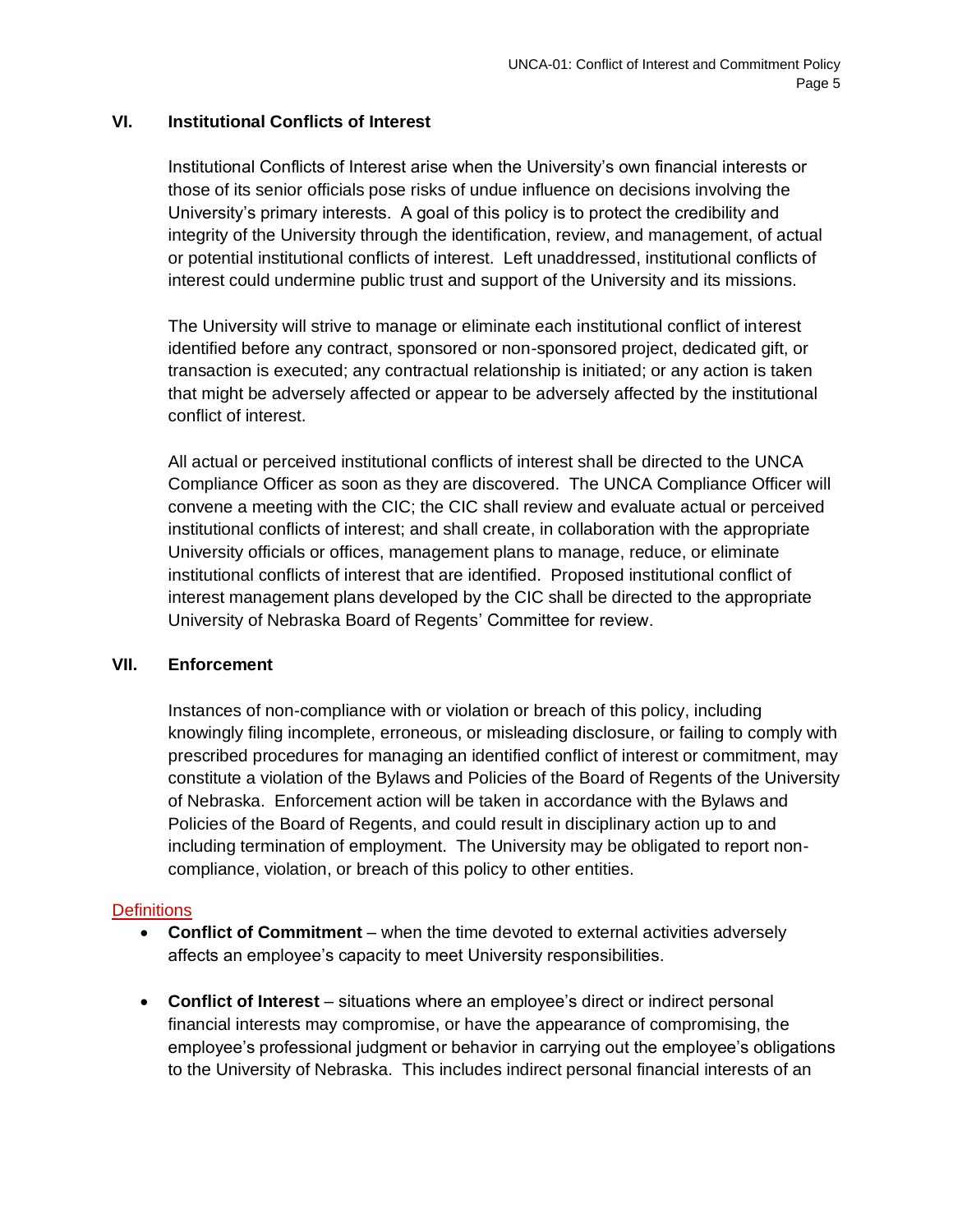## VI. Institutional Conflicts of Interest

Institutional Conflicts of Interest arise when the University's own financial interests or those of its senior officials pose risks of undue influence on decisions involving the University's primary interests. A goal of this policy is to protect the credibility and integrity of the University through the identification, review, and management, of actual or potential institutional conflicts of interest. Left unaddressed, institutional conflicts of interest could undermine public trust and support of the University and its missions.

The University will strive to manage or eliminate each institutional conflict of interest identified before any contract, sponsored or non-sponsored project, dedicated gift, or transaction is executed; any contractual relationship is initiated; or any action is taken that might be adversely affected or appear to be adversely affected by the institutional conflict of interest.

All actual or perceived institutional conflicts of interest shall be directed to the UNCA Compliance Officer as soon as they are discovered. The UNCA Compliance Officer will convene a meeting with the CIC; the CIC shall review and evaluate actual or perceived institutional conflicts of interest; and shall create, in collaboration with the appropriate University officials or offices, management plans to manage, reduce, or eliminate institutional conflicts of interest that are identified. Proposed institutional conflict of interest management plans developed by the CIC shall be directed to the appropriate University of Nebraska Board of Regents' Committee for review.

## VII. Enforcement

Instances of non-compliance with or violation or breach of this policy, including knowingly filing incomplete, erroneous, or misleading disclosure, or failing to comply with prescribed procedures for managing an identified conflict of interest or commitment, may constitute a violation of the Bylaws and Policies of the Board of Regents of the University of Nebraska. Enforcement action will be taken in accordance with the Bylaws and Policies of the Board of Regents, and could result in disciplinary action up to and including termination of employment. The University may be obligated to report non-compliance, violation, or breach of this policy to other entities.

## Definitions

- **Conflict of Commitment** – when the time devoted to external activities adversely affects an employee's capacity to meet University responsibilities.

- **Conflict of Interest** – situations where an employee's direct or indirect personal financial interests may compromise, or have the appearance of compromising, the employee's professional judgment or behavior in carrying out the employee's obligations to the University of Nebraska. This includes indirect personal financial interests of an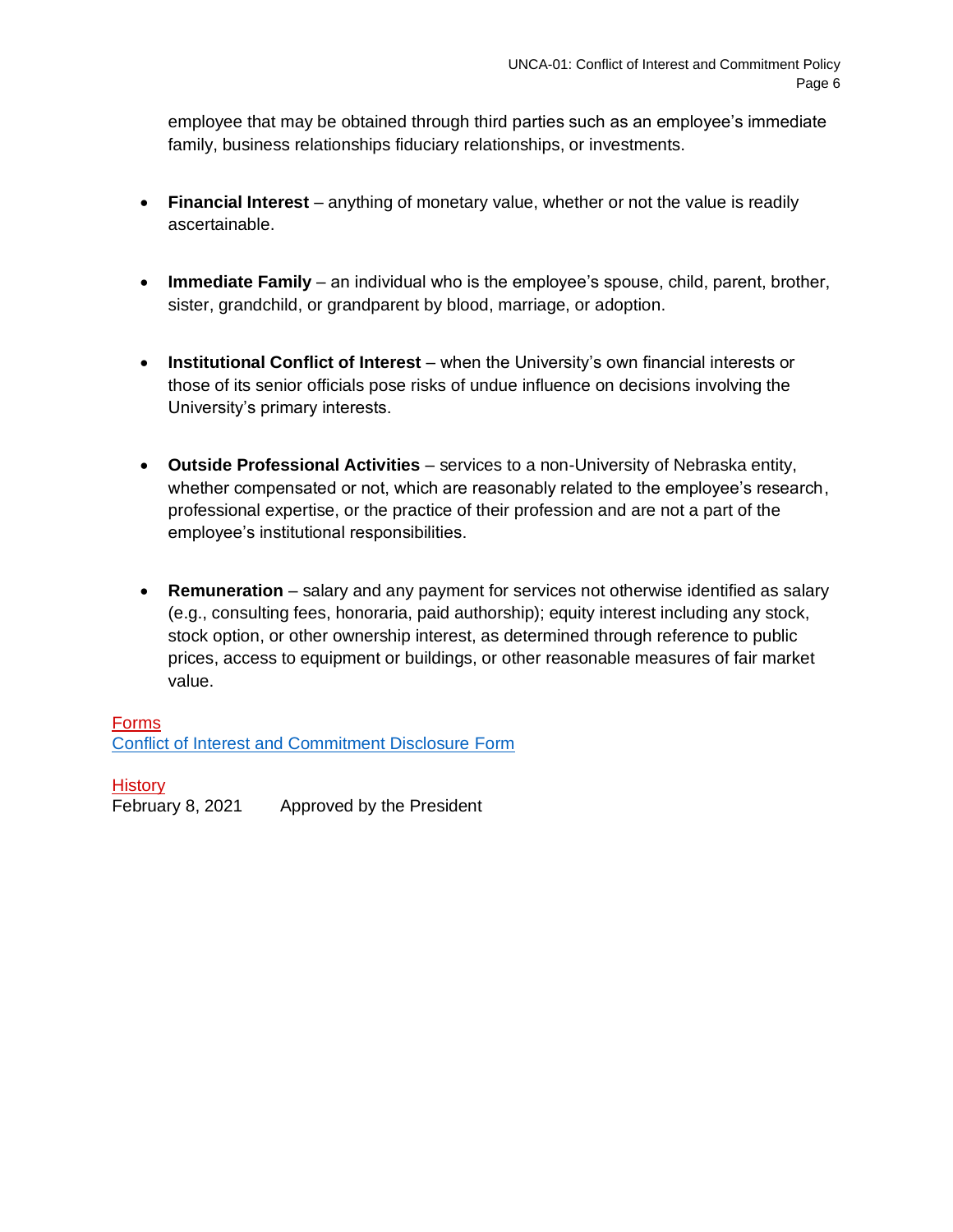employee that may be obtained through third parties such as an employee's immediate family, business relationships fiduciary relationships, or investments.

- **Financial Interest** – anything of monetary value, whether or not the value is readily ascertainable.

- **Immediate Family** – an individual who is the employee's spouse, child, parent, brother, sister, grandchild, or grandparent by blood, marriage, or adoption.

- **Institutional Conflict of Interest** – when the University's own financial interests or those of its senior officials pose risks of undue influence on decisions involving the University's primary interests.

- **Outside Professional Activities** – services to a non-University of Nebraska entity, whether compensated or not, which are reasonably related to the employee's research, professional expertise, or the practice of their profession and are not a part of the employee's institutional responsibilities.

- **Remuneration** – salary and any payment for services not otherwise identified as salary (e.g., consulting fees, honoraria, paid authorship); equity interest including any stock, stock option, or other ownership interest, as determined through reference to public prices, access to equipment or buildings, or other reasonable measures of fair market value.

Forms
Conflict of Interest and Commitment Disclosure Form

History
February 8, 2021 Approved by the President